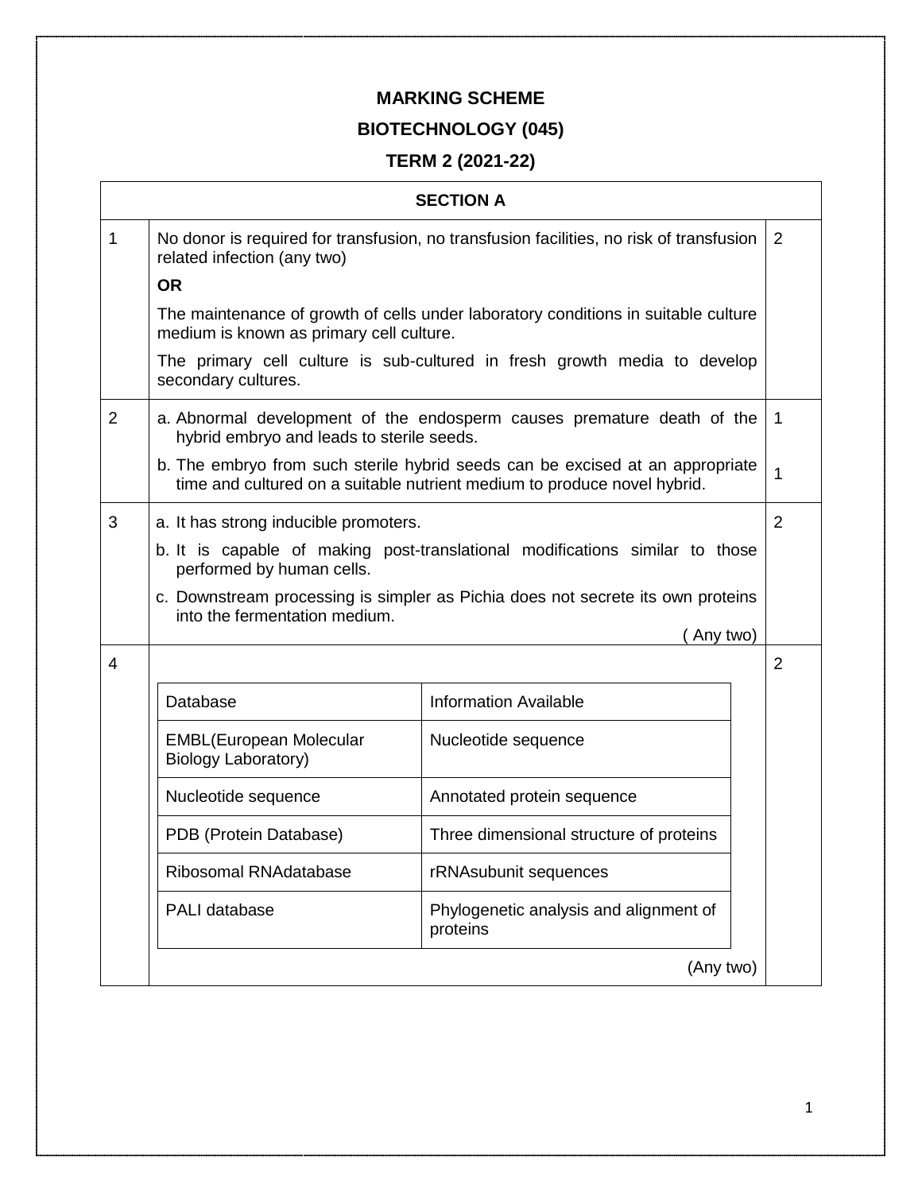# MARKING SCHEME

## BIOTECHNOLOGY (045)

## TERM 2 (2021-22)

| SECTION A | | |
|---|---|---|
| 1 | No donor is required for transfusion, no transfusion facilities, no risk of transfusion related infection (any two)<br><br>**OR**<br><br>The maintenance of growth of cells under laboratory conditions in suitable culture medium is known as primary cell culture.<br><br>The primary cell culture is sub-cultured in fresh growth media to develop secondary cultures. | 2 |
| 2 | a. Abnormal development of the endosperm causes premature death of the hybrid embryo and leads to sterile seeds.<br><br>b. The embryo from such sterile hybrid seeds can be excised at an appropriate time and cultured on a suitable nutrient medium to produce novel hybrid. | 1<br><br>1 |
| 3 | a. It has strong inducible promoters.<br><br>b. It is capable of making post-translational modifications similar to those performed by human cells.<br><br>c. Downstream processing is simpler as Pichia does not secrete its own proteins into the fermentation medium.<br><br>( Any two) | 2 |
| 4 | (Any two) | 2 |

| Database | Information Available |
|---|---|
| EMBL(European Molecular Biology Laboratory) | Nucleotide sequence |
| Nucleotide sequence | Annotated protein sequence |
| PDB (Protein Database) | Three dimensional structure of proteins |
| Ribosomal RNAdatabase | rRNAsubunit sequences |
| PALI database | Phylogenetic analysis and alignment of proteins |

(Any two)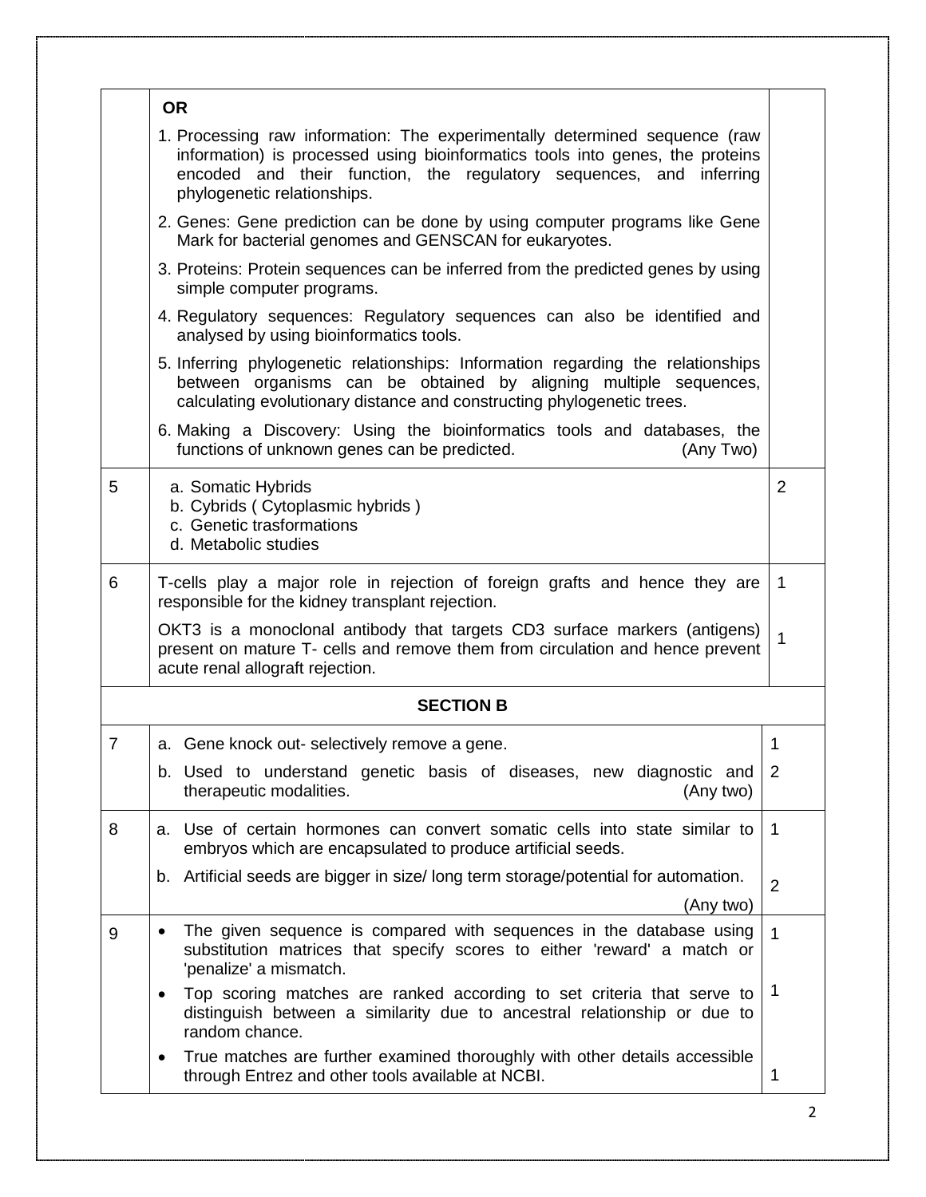| | | |
|---|---|---|
| | **OR**<br>1. Processing raw information: The experimentally determined sequence (raw information) is processed using bioinformatics tools into genes, the proteins encoded and their function, the regulatory sequences, and inferring phylogenetic relationships.<br>2. Genes: Gene prediction can be done by using computer programs like Gene Mark for bacterial genomes and GENSCAN for eukaryotes.<br>3. Proteins: Protein sequences can be inferred from the predicted genes by using simple computer programs.<br>4. Regulatory sequences: Regulatory sequences can also be identified and analysed by using bioinformatics tools.<br>5. Inferring phylogenetic relationships: Information regarding the relationships between organisms can be obtained by aligning multiple sequences, calculating evolutionary distance and constructing phylogenetic trees.<br>6. Making a Discovery: Using the bioinformatics tools and databases, the functions of unknown genes can be predicted. (Any Two) | |
| 5 | a. Somatic Hybrids<br>b. Cybrids ( Cytoplasmic hybrids )<br>c. Genetic trasformations<br>d. Metabolic studies | 2 |
| 6 | T-cells play a major role in rejection of foreign grafts and hence they are responsible for the kidney transplant rejection.<br>OKT3 is a monoclonal antibody that targets CD3 surface markers (antigens) present on mature T- cells and remove them from circulation and hence prevent acute renal allograft rejection. | 1<br><br>1 |
| | **SECTION B** | |
| 7 | a. Gene knock out- selectively remove a gene.<br>b. Used to understand genetic basis of diseases, new diagnostic and therapeutic modalities. (Any two) | 1<br>2 |
| 8 | a. Use of certain hormones can convert somatic cells into state similar to embryos which are encapsulated to produce artificial seeds.<br>b. Artificial seeds are bigger in size/ long term storage/potential for automation. (Any two) | 1<br><br>2 |
| 9 | • The given sequence is compared with sequences in the database using substitution matrices that specify scores to either 'reward' a match or 'penalize' a mismatch.<br>• Top scoring matches are ranked according to set criteria that serve to distinguish between a similarity due to ancestral relationship or due to random chance.<br>• True matches are further examined thoroughly with other details accessible through Entrez and other tools available at NCBI. | 1<br><br>1<br><br>1 |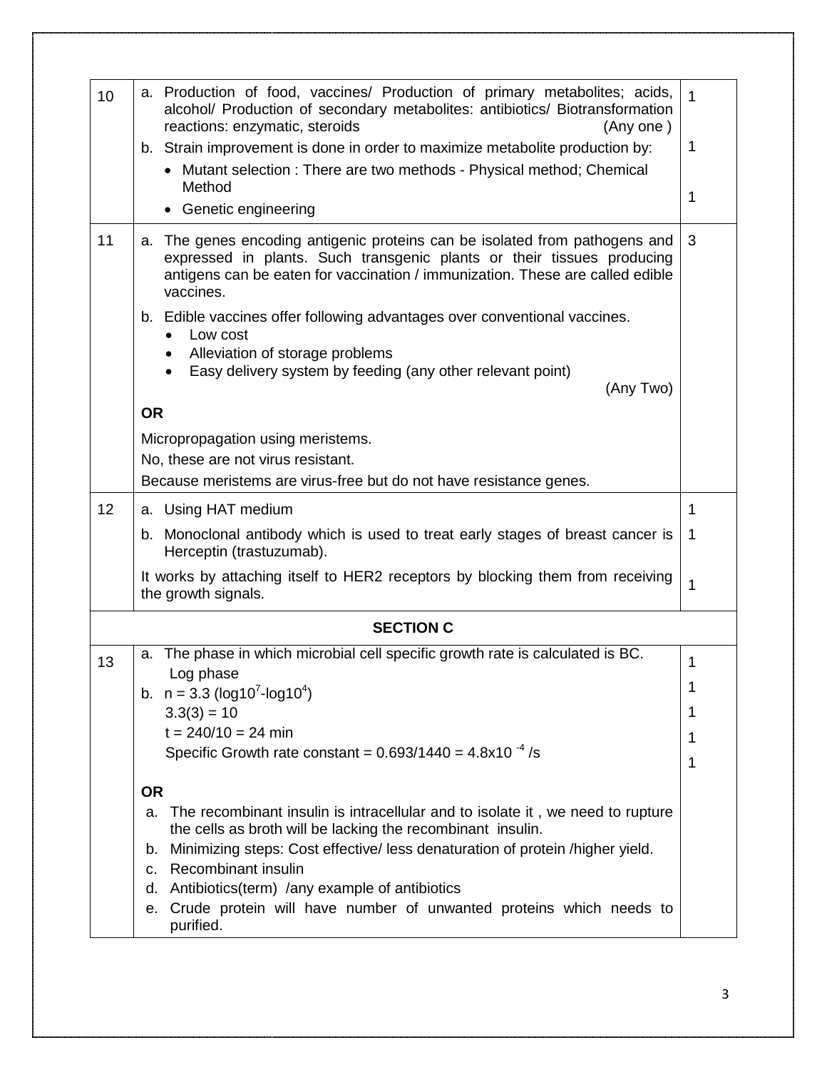| | | |
|---|---|---|
| 10 | a. Production of food, vaccines/ Production of primary metabolites; acids, alcohol/ Production of secondary metabolites: antibiotics/ Biotransformation reactions: enzymatic, steroids (Any one )<br>b. Strain improvement is done in order to maximize metabolite production by:<br>• Mutant selection : There are two methods - Physical method; Chemical Method<br>• Genetic engineering | 1<br><br>1<br><br>1 |
| 11 | a. The genes encoding antigenic proteins can be isolated from pathogens and expressed in plants. Such transgenic plants or their tissues producing antigens can be eaten for vaccination / immunization. These are called edible vaccines.<br>b. Edible vaccines offer following advantages over conventional vaccines.<br>• Low cost<br>• Alleviation of storage problems<br>• Easy delivery system by feeding (any other relevant point)<br>(Any Two)<br>**OR**<br>Micropropagation using meristems.<br>No, these are not virus resistant.<br>Because meristems are virus-free but do not have resistance genes. | 3 |
| 12 | a. Using HAT medium<br>b. Monoclonal antibody which is used to treat early stages of breast cancer is Herceptin (trastuzumab).<br>It works by attaching itself to HER2 receptors by blocking them from receiving the growth signals. | 1<br>1<br><br>1 |
| | **SECTION C** | |
| 13 | a. The phase in which microbial cell specific growth rate is calculated is BC.<br>Log phase<br>b. $n = 3.3 (\log 10^7 - \log 10^4)$<br>$3.3(3) = 10$<br>$t = 240/10 = 24$ min<br>Specific Growth rate constant = $0.693/1440 = 4.8 \times 10^{-4}$ /s<br>**OR**<br>a. The recombinant insulin is intracellular and to isolate it , we need to rupture the cells as broth will be lacking the recombinant insulin.<br>b. Minimizing steps: Cost effective/ less denaturation of protein /higher yield.<br>c. Recombinant insulin<br>d. Antibiotics(term) /any example of antibiotics<br>e. Crude protein will have number of unwanted proteins which needs to purified. | 1<br>1<br>1<br>1<br>1 |